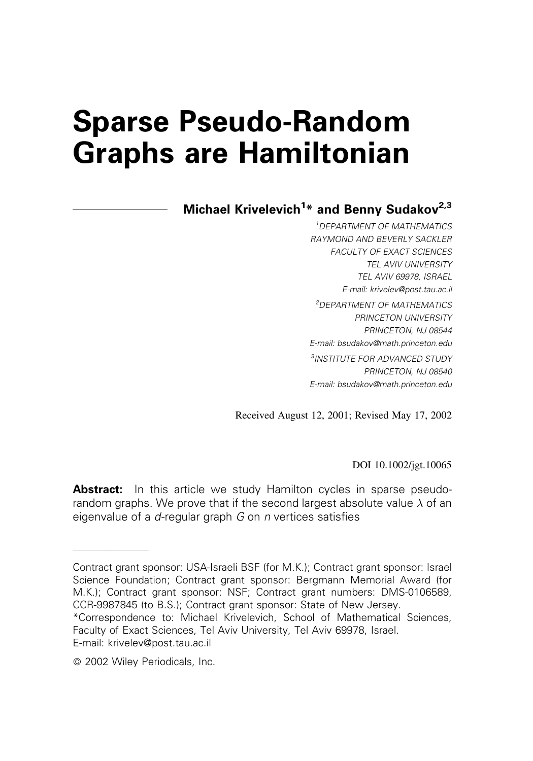# Sparse Pseudo-Random Graphs are Hamiltonian

**Michael Krivelevich[1]* and Benny Sudakov[2,3]**

[1] *DEPARTMENT OF MATHEMATICS*
*RAYMOND AND BEVERLY SACKLER*
*FACULTY OF EXACT SCIENCES*
*TEL AVIV UNIVERSITY*
*TEL AVIV 69978, ISRAEL*
*E-mail: krivelev@post.tau.ac.il*

[2] *DEPARTMENT OF MATHEMATICS*
*PRINCETON UNIVERSITY*
*PRINCETON, NJ 08544*
*E-mail: bsudakov@math.princeton.edu*

[3] *INSTITUTE FOR ADVANCED STUDY*
*PRINCETON, NJ 08540*
*E-mail: bsudakov@math.princeton.edu*

Received August 12, 2001; Revised May 17, 2002

DOI 10.1002/jgt.10065

**Abstract:** In this article we study Hamilton cycles in sparse pseudo-random graphs. We prove that if the second largest absolute value $\lambda$ of an eigenvalue of a $d$-regular graph $G$ on $n$ vertices satisfies

---

Contract grant sponsor: USA-Israeli BSF (for M.K.); Contract grant sponsor: Israel Science Foundation; Contract grant sponsor: Bergmann Memorial Award (for M.K.); Contract grant sponsor: NSF; Contract grant numbers: DMS-0106589, CCR-9987845 (to B.S.); Contract grant sponsor: State of New Jersey.

*Correspondence to: Michael Krivelevich, School of Mathematical Sciences, Faculty of Exact Sciences, Tel Aviv University, Tel Aviv 69978, Israel. E-mail: krivelev@post.tau.ac.il

© 2002 Wiley Periodicals, Inc.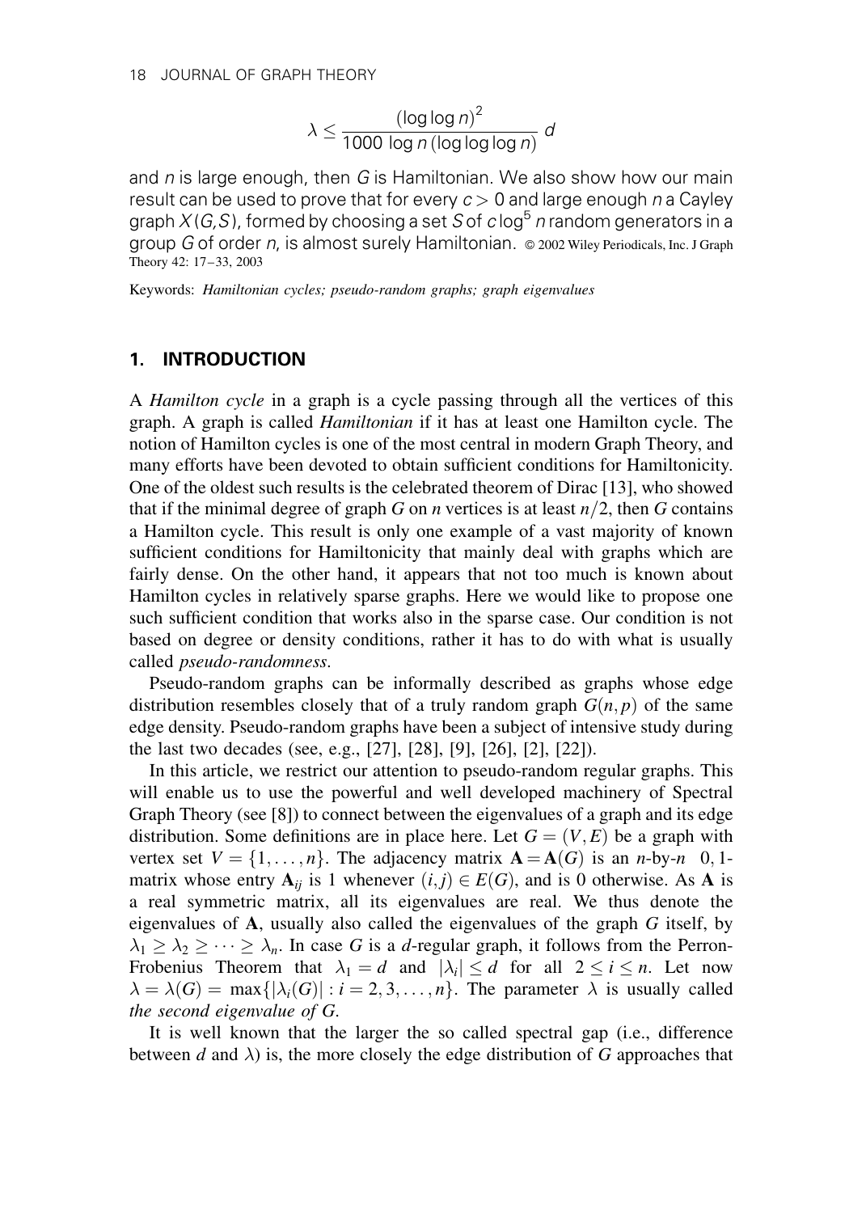$$\lambda \leq \frac{(\log\log n)^2}{1000\ \log n\,(\log\log\log n)}\ d$$

and $n$ is large enough, then $G$ is Hamiltonian. We also show how our main result can be used to prove that for every $c > 0$ and large enough $n$ a Cayley graph $X(G,S)$, formed by choosing a set $S$ of $c\log^5 n$ random generators in a group $G$ of order $n$, is almost surely Hamiltonian. © 2002 Wiley Periodicals, Inc. J Graph Theory 42: 17–33, 2003

Keywords: *Hamiltonian cycles; pseudo-random graphs; graph eigenvalues*

## 1. INTRODUCTION

A *Hamilton cycle* in a graph is a cycle passing through all the vertices of this graph. A graph is called *Hamiltonian* if it has at least one Hamilton cycle. The notion of Hamilton cycles is one of the most central in modern Graph Theory, and many efforts have been devoted to obtain sufficient conditions for Hamiltonicity. One of the oldest such results is the celebrated theorem of Dirac [13], who showed that if the minimal degree of graph $G$ on $n$ vertices is at least $n/2$, then $G$ contains a Hamilton cycle. This result is only one example of a vast majority of known sufficient conditions for Hamiltonicity that mainly deal with graphs which are fairly dense. On the other hand, it appears that not too much is known about Hamilton cycles in relatively sparse graphs. Here we would like to propose one such sufficient condition that works also in the sparse case. Our condition is not based on degree or density conditions, rather it has to do with what is usually called *pseudo-randomness.*

Pseudo-random graphs can be informally described as graphs whose edge distribution resembles closely that of a truly random graph $G(n,p)$ of the same edge density. Pseudo-random graphs have been a subject of intensive study during the last two decades (see, e.g., [27], [28], [9], [26], [2], [22]).

In this article, we restrict our attention to pseudo-random regular graphs. This will enable us to use the powerful and well developed machinery of Spectral Graph Theory (see [8]) to connect between the eigenvalues of a graph and its edge distribution. Some definitions are in place here. Let $G=(V,E)$ be a graph with vertex set $V=\{1,\ldots,n\}$. The adjacency matrix $\mathbf{A}=\mathbf{A}(G)$ is an $n$-by-$n$ 0, 1-matrix whose entry $\mathbf{A}_{ij}$ is 1 whenever $(i,j)\in E(G)$, and is 0 otherwise. As $\mathbf{A}$ is a real symmetric matrix, all its eigenvalues are real. We thus denote the eigenvalues of $\mathbf{A}$, usually also called the eigenvalues of the graph $G$ itself, by $\lambda_1 \geq \lambda_2 \geq \cdots \geq \lambda_n$. In case $G$ is a $d$-regular graph, it follows from the Perron-Frobenius Theorem that $\lambda_1 = d$ and $|\lambda_i| \leq d$ for all $2 \leq i \leq n$. Let now $\lambda = \lambda(G) = \max\{|\lambda_i(G)| : i = 2,3,\ldots,n\}$. The parameter $\lambda$ is usually called *the second eigenvalue of G*.

It is well known that the larger the so called spectral gap (i.e., difference between $d$ and $\lambda$) is, the more closely the edge distribution of $G$ approaches that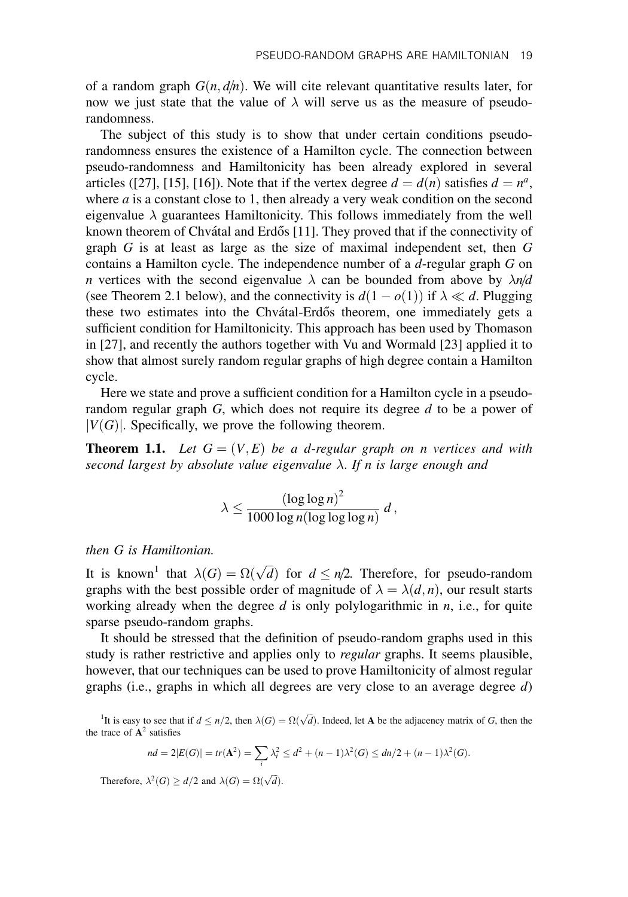of a random graph $G(n, d/n)$. We will cite relevant quantitative results later, for now we just state that the value of $\lambda$ will serve us as the measure of pseudo-randomness.

The subject of this study is to show that under certain conditions pseudo-randomness ensures the existence of a Hamilton cycle. The connection between pseudo-randomness and Hamiltonicity has been already explored in several articles ([27], [15], [16]). Note that if the vertex degree $d = d(n)$ satisfies $d = n^a$, where $a$ is a constant close to 1, then already a very weak condition on the second eigenvalue $\lambda$ guarantees Hamiltonicity. This follows immediately from the well known theorem of Chvátal and Erdős [11]. They proved that if the connectivity of graph $G$ is at least as large as the size of maximal independent set, then $G$ contains a Hamilton cycle. The independence number of a $d$-regular graph $G$ on $n$ vertices with the second eigenvalue $\lambda$ can be bounded from above by $\lambda n/d$ (see Theorem 2.1 below), and the connectivity is $d(1-o(1))$ if $\lambda \ll d$. Plugging these two estimates into the Chvátal-Erdős theorem, one immediately gets a sufficient condition for Hamiltonicity. This approach has been used by Thomason in [27], and recently the authors together with Vu and Wormald [23] applied it to show that almost surely random regular graphs of high degree contain a Hamilton cycle.

Here we state and prove a sufficient condition for a Hamilton cycle in a pseudo-random regular graph $G$, which does not require its degree $d$ to be a power of $|V(G)|$. Specifically, we prove the following theorem.

**Theorem 1.1.** *Let $G = (V, E)$ be a $d$-regular graph on $n$ vertices and with second largest by absolute value eigenvalue $\lambda$. If $n$ is large enough and*

$$\lambda \leq \frac{(\log \log n)^2}{1000 \log n (\log \log \log n)}\, d\,,$$

*then $G$ is Hamiltonian.*

It is known[1] that $\lambda(G) = \Omega(\sqrt{d})$ for $d \leq n/2$. Therefore, for pseudo-random graphs with the best possible order of magnitude of $\lambda = \lambda(d, n)$, our result starts working already when the degree $d$ is only polylogarithmic in $n$, i.e., for quite sparse pseudo-random graphs.

It should be stressed that the definition of pseudo-random graphs used in this study is rather restrictive and applies only to *regular* graphs. It seems plausible, however, that our techniques can be used to prove Hamiltonicity of almost regular graphs (i.e., graphs in which all degrees are very close to an average degree $d$)

[1]It is easy to see that if $d \leq n/2$, then $\lambda(G) = \Omega(\sqrt{d})$. Indeed, let $\mathbf{A}$ be the adjacency matrix of $G$, then the the trace of $\mathbf{A}^2$ satisfies

$$nd = 2|E(G)| = tr(\mathbf{A}^2) = \sum_i \lambda_i^2 \leq d^2 + (n-1)\lambda^2(G) \leq dn/2 + (n-1)\lambda^2(G).$$

Therefore, $\lambda^2(G) \geq d/2$ and $\lambda(G) = \Omega(\sqrt{d})$.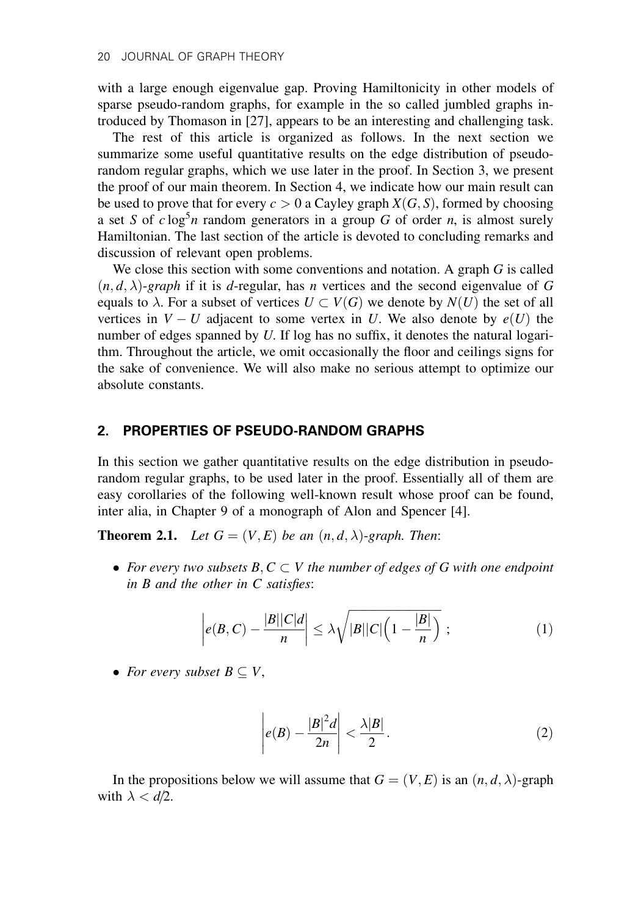with a large enough eigenvalue gap. Proving Hamiltonicity in other models of sparse pseudo-random graphs, for example in the so called jumbled graphs introduced by Thomason in [27], appears to be an interesting and challenging task.

The rest of this article is organized as follows. In the next section we summarize some useful quantitative results on the edge distribution of pseudo-random regular graphs, which we use later in the proof. In Section 3, we present the proof of our main theorem. In Section 4, we indicate how our main result can be used to prove that for every $c > 0$ a Cayley graph $X(G, S)$, formed by choosing a set $S$ of $c \log^5 n$ random generators in a group $G$ of order $n$, is almost surely Hamiltonian. The last section of the article is devoted to concluding remarks and discussion of relevant open problems.

We close this section with some conventions and notation. A graph $G$ is called $(n, d, \lambda)$*-graph* if it is $d$-regular, has $n$ vertices and the second eigenvalue of $G$ equals to $\lambda$. For a subset of vertices $U \subset V(G)$ we denote by $N(U)$ the set of all vertices in $V - U$ adjacent to some vertex in $U$. We also denote by $e(U)$ the number of edges spanned by $U$. If log has no suffix, it denotes the natural logarithm. Throughout the article, we omit occasionally the floor and ceilings signs for the sake of convenience. We will also make no serious attempt to optimize our absolute constants.

## 2. PROPERTIES OF PSEUDO-RANDOM GRAPHS

In this section we gather quantitative results on the edge distribution in pseudo-random regular graphs, to be used later in the proof. Essentially all of them are easy corollaries of the following well-known result whose proof can be found, inter alia, in Chapter 9 of a monograph of Alon and Spencer [4].

**Theorem 2.1.** *Let $G = (V, E)$ be an $(n, d, \lambda)$-graph. Then*:

- *For every two subsets $B, C \subset V$ the number of edges of $G$ with one endpoint in $B$ and the other in $C$ satisfies*:

$$\left| e(B, C) - \frac{|B||C|d}{n} \right| \leq \lambda \sqrt{|B||C| \Big( 1 - \frac{|B|}{n} \Big)} \; ; \tag{1}$$

- *For every subset $B \subseteq V$,*

$$\left| e(B) - \frac{|B|^2 d}{2n} \right| < \frac{\lambda |B|}{2}. \tag{2}$$

In the propositions below we will assume that $G = (V, E)$ is an $(n, d, \lambda)$-graph with $\lambda < d/2$.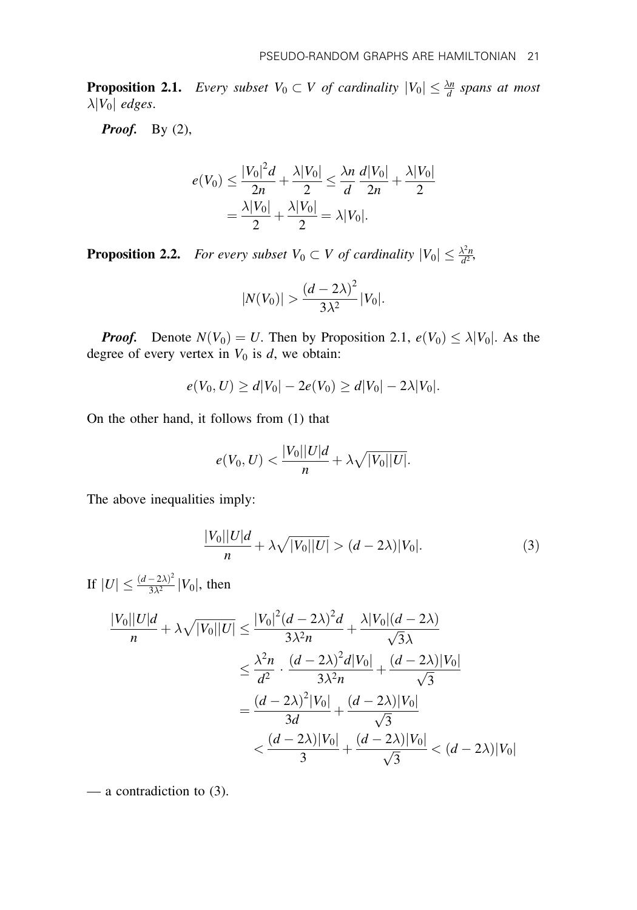**Proposition 2.1.** *Every subset $V_0 \subset V$ of cardinality $|V_0| \le \frac{\lambda n}{d}$ spans at most $\lambda|V_0|$ edges.*

***Proof.*** By (2),

$$
\begin{aligned}
e(V_0) &\le \frac{|V_0|^2 d}{2n} + \frac{\lambda|V_0|}{2} \le \frac{\lambda n}{d}\,\frac{d|V_0|}{2n} + \frac{\lambda|V_0|}{2} \\
&= \frac{\lambda|V_0|}{2} + \frac{\lambda|V_0|}{2} = \lambda|V_0|.
\end{aligned}
$$

**Proposition 2.2.** *For every subset $V_0 \subset V$ of cardinality $|V_0| \le \frac{\lambda^2 n}{d^2}$,*

$$
|N(V_0)| > \frac{(d-2\lambda)^2}{3\lambda^2}|V_0|.
$$

***Proof.*** Denote $N(V_0) = U$. Then by Proposition 2.1, $e(V_0) \le \lambda|V_0|$. As the degree of every vertex in $V_0$ is $d$, we obtain:

$$
e(V_0, U) \ge d|V_0| - 2e(V_0) \ge d|V_0| - 2\lambda|V_0|.
$$

On the other hand, it follows from (1) that

$$
e(V_0, U) < \frac{|V_0||U|d}{n} + \lambda\sqrt{|V_0||U|}.
$$

The above inequalities imply:

$$
\frac{|V_0||U|d}{n} + \lambda\sqrt{|V_0||U|} > (d-2\lambda)|V_0|. \tag{3}
$$

If $|U| \le \frac{(d-2\lambda)^2}{3\lambda^2}|V_0|$, then

$$
\begin{aligned}
\frac{|V_0||U|d}{n} + \lambda\sqrt{|V_0||U|} &\le \frac{|V_0|^2(d-2\lambda)^2 d}{3\lambda^2 n} + \frac{\lambda|V_0|(d-2\lambda)}{\sqrt{3}\lambda} \\
&\le \frac{\lambda^2 n}{d^2}\cdot\frac{(d-2\lambda)^2 d|V_0|}{3\lambda^2 n} + \frac{(d-2\lambda)|V_0|}{\sqrt{3}} \\
&= \frac{(d-2\lambda)^2|V_0|}{3d} + \frac{(d-2\lambda)|V_0|}{\sqrt{3}} \\
&< \frac{(d-2\lambda)|V_0|}{3} + \frac{(d-2\lambda)|V_0|}{\sqrt{3}} < (d-2\lambda)|V_0|
\end{aligned}
$$

— a contradiction to (3).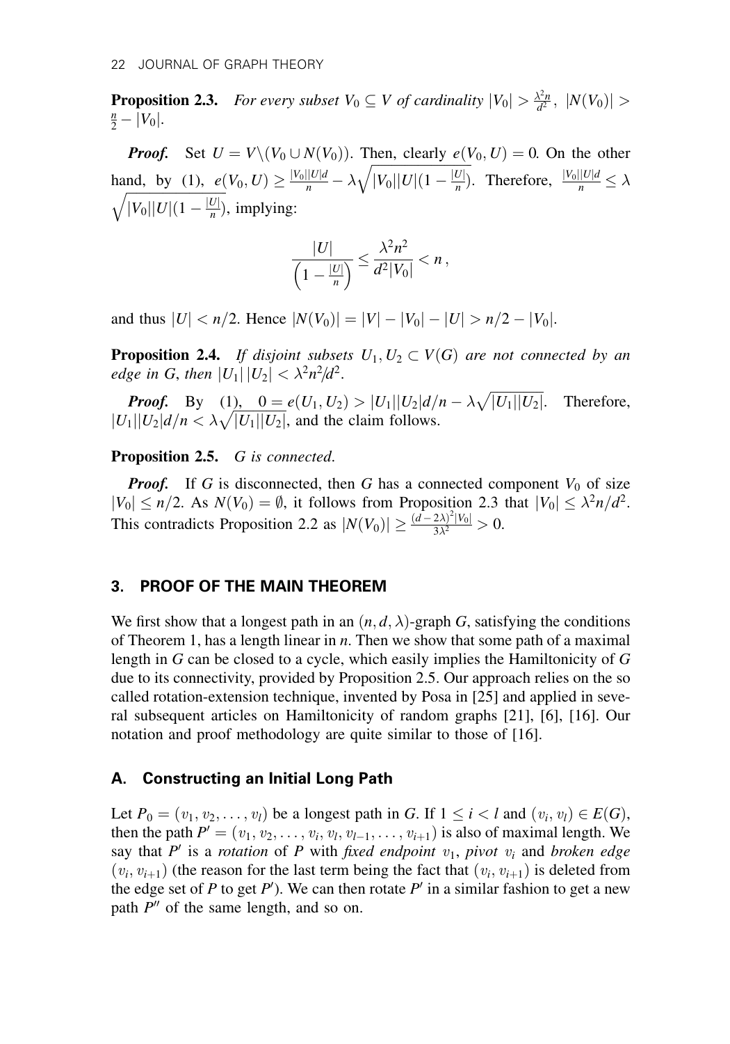**Proposition 2.3.** *For every subset $V_0 \subseteq V$ of cardinality $|V_0| > \frac{\lambda^2 n}{d^2}$, $|N(V_0)| > \frac{n}{2} - |V_0|$.*

***Proof.*** Set $U = V \setminus (V_0 \cup N(V_0))$. Then, clearly $e(V_0, U) = 0$. On the other hand, by (1), $e(V_0, U) \geq \frac{|V_0||U|d}{n} - \lambda\sqrt{|V_0||U|(1 - \frac{|U|}{n})}$. Therefore, $\frac{|V_0||U|d}{n} \leq \lambda \sqrt{|V_0||U|(1 - \frac{|U|}{n})}$, implying:

$$\frac{|U|}{\left(1 - \frac{|U|}{n}\right)} \leq \frac{\lambda^2 n^2}{d^2 |V_0|} < n\,,$$

and thus $|U| < n/2$. Hence $|N(V_0)| = |V| - |V_0| - |U| > n/2 - |V_0|$.

**Proposition 2.4.** *If disjoint subsets $U_1, U_2 \subset V(G)$ are not connected by an edge in $G$, then $|U_1|\,|U_2| < \lambda^2 n^2/d^2$.*

***Proof.*** By (1), $0 = e(U_1, U_2) > |U_1||U_2|d/n - \lambda\sqrt{|U_1||U_2|}$. Therefore, $|U_1||U_2|d/n < \lambda\sqrt{|U_1||U_2|}$, and the claim follows.

**Proposition 2.5.** *$G$ is connected.*

***Proof.*** If $G$ is disconnected, then $G$ has a connected component $V_0$ of size $|V_0| \leq n/2$. As $N(V_0) = \emptyset$, it follows from Proposition 2.3 that $|V_0| \leq \lambda^2 n/d^2$. This contradicts Proposition 2.2 as $|N(V_0)| \geq \frac{(d-2\lambda)^2 |V_0|}{3\lambda^2} > 0$.

## 3. PROOF OF THE MAIN THEOREM

We first show that a longest path in an $(n, d, \lambda)$-graph $G$, satisfying the conditions of Theorem 1, has a length linear in $n$. Then we show that some path of a maximal length in $G$ can be closed to a cycle, which easily implies the Hamiltonicity of $G$ due to its connectivity, provided by Proposition 2.5. Our approach relies on the so called rotation-extension technique, invented by Posa in [25] and applied in several subsequent articles on Hamiltonicity of random graphs [21], [6], [16]. Our notation and proof methodology are quite similar to those of [16].

### A. Constructing an Initial Long Path

Let $P_0 = (v_1, v_2, \ldots, v_l)$ be a longest path in $G$. If $1 \leq i < l$ and $(v_i, v_l) \in E(G)$, then the path $P' = (v_1, v_2, \ldots, v_i, v_l, v_{l-1}, \ldots, v_{i+1})$ is also of maximal length. We say that $P'$ is a *rotation* of $P$ with *fixed endpoint* $v_1$, *pivot* $v_i$ and *broken edge* $(v_i, v_{i+1})$ (the reason for the last term being the fact that $(v_i, v_{i+1})$ is deleted from the edge set of $P$ to get $P'$). We can then rotate $P'$ in a similar fashion to get a new path $P''$ of the same length, and so on.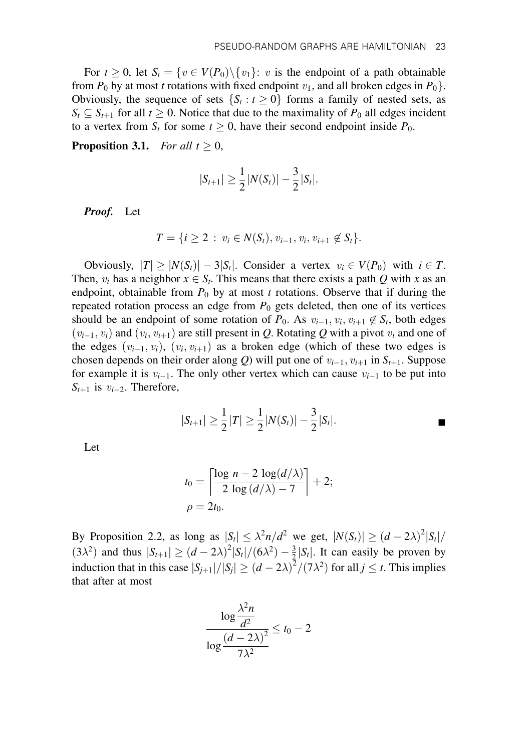For $t \geq 0$, let $S_t = \{v \in V(P_0)\backslash\{v_1\}\colon\, v$ is the endpoint of a path obtainable from $P_0$ by at most $t$ rotations with fixed endpoint $v_1$, and all broken edges in $P_0\}$. Obviously, the sequence of sets $\{S_t : t \geq 0\}$ forms a family of nested sets, as $S_t \subseteq S_{t+1}$ for all $t \geq 0$. Notice that due to the maximality of $P_0$ all edges incident to a vertex from $S_t$ for some $t \geq 0$, have their second endpoint inside $P_0$.

**Proposition 3.1.** *For all* $t \geq 0$,

$$|S_{t+1}| \geq \frac{1}{2}|N(S_t)| - \frac{3}{2}|S_t|.$$

***Proof.*** Let

$$T = \{i \geq 2 \ : \ v_i \in N(S_t), v_{i-1}, v_i, v_{i+1} \notin S_t\}.$$

Obviously, $|T| \geq |N(S_t)| - 3|S_t|$. Consider a vertex $v_i \in V(P_0)$ with $i \in T$. Then, $v_i$ has a neighbor $x \in S_t$. This means that there exists a path $Q$ with $x$ as an endpoint, obtainable from $P_0$ by at most $t$ rotations. Observe that if during the repeated rotation process an edge from $P_0$ gets deleted, then one of its vertices should be an endpoint of some rotation of $P_0$. As $v_{i-1}, v_i, v_{i+1} \notin S_t$, both edges $(v_{i-1}, v_i)$ and $(v_i, v_{i+1})$ are still present in $Q$. Rotating $Q$ with a pivot $v_i$ and one of the edges $(v_{i-1}, v_i)$, $(v_i, v_{i+1})$ as a broken edge (which of these two edges is chosen depends on their order along $Q$) will put one of $v_{i-1}, v_{i+1}$ in $S_{t+1}$. Suppose for example it is $v_{i-1}$. The only other vertex which can cause $v_{i-1}$ to be put into $S_{t+1}$ is $v_{i-2}$. Therefore,

$$|S_{t+1}| \geq \frac{1}{2}|T| \geq \frac{1}{2}|N(S_t)| - \frac{3}{2}|S_t|. \qquad \blacksquare$$

Let

$$t_0 = \left\lceil \frac{\log\, n - 2\, \log(d/\lambda)}{2\, \log\,(d/\lambda) - 7} \right\rceil + 2;$$
$$\rho = 2t_0.$$

By Proposition 2.2, as long as $|S_t| \leq \lambda^2 n/d^2$ we get, $|N(S_t)| \geq (d - 2\lambda)^2|S_t|/(3\lambda^2)$ and thus $|S_{t+1}| \geq (d - 2\lambda)^2|S_t|/(6\lambda^2) - \frac{3}{2}|S_t|$. It can easily be proven by induction that in this case $|S_{j+1}|/|S_j| \geq (d - 2\lambda)^2/(7\lambda^2)$ for all $j \leq t$. This implies that after at most

$$\frac{\log \dfrac{\lambda^2 n}{d^2}}{\log \dfrac{(d - 2\lambda)^2}{7\lambda^2}} \leq t_0 - 2$$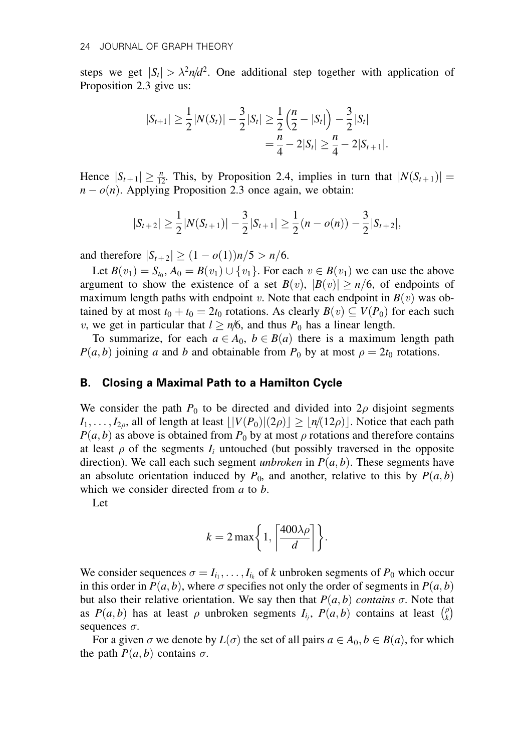steps we get $|S_t| > \lambda^2 n/d^2$. One additional step together with application of Proposition 2.3 give us:

$$|S_{t+1}| \geq \frac{1}{2}|N(S_t)| - \frac{3}{2}|S_t| \geq \frac{1}{2}\left(\frac{n}{2} - |S_t|\right) - \frac{3}{2}|S_t|$$
$$= \frac{n}{4} - 2|S_t| \geq \frac{n}{4} - 2|S_{t+1}|.$$

Hence $|S_{t+1}| \geq \frac{n}{12}$. This, by Proposition 2.4, implies in turn that $|N(S_{t+1})| = n - o(n)$. Applying Proposition 2.3 once again, we obtain:

$$|S_{t+2}| \geq \frac{1}{2}|N(S_{t+1})| - \frac{3}{2}|S_{t+1}| \geq \frac{1}{2}(n - o(n)) - \frac{3}{2}|S_{t+2}|,$$

and therefore $|S_{t+2}| \geq (1 - o(1))n/5 > n/6$.

Let $B(v_1) = S_{t_0}$, $A_0 = B(v_1) \cup \{v_1\}$. For each $v \in B(v_1)$ we can use the above argument to show the existence of a set $B(v)$, $|B(v)| \geq n/6$, of endpoints of maximum length paths with endpoint $v$. Note that each endpoint in $B(v)$ was obtained by at most $t_0 + t_0 = 2t_0$ rotations. As clearly $B(v) \subseteq V(P_0)$ for each such $v$, we get in particular that $l \geq n/6$, and thus $P_0$ has a linear length.

To summarize, for each $a \in A_0$, $b \in B(a)$ there is a maximum length path $P(a, b)$ joining $a$ and $b$ and obtainable from $P_0$ by at most $\rho = 2t_0$ rotations.

## B. Closing a Maximal Path to a Hamilton Cycle

We consider the path $P_0$ to be directed and divided into $2\rho$ disjoint segments $I_1, \ldots, I_{2\rho}$, all of length at least $\lfloor |V(P_0)|(2\rho) \rfloor \geq \lfloor n/(12\rho) \rfloor$. Notice that each path $P(a, b)$ as above is obtained from $P_0$ by at most $\rho$ rotations and therefore contains at least $\rho$ of the segments $I_i$ untouched (but possibly traversed in the opposite direction). We call each such segment *unbroken* in $P(a, b)$. These segments have an absolute orientation induced by $P_0$, and another, relative to this by $P(a, b)$ which we consider directed from $a$ to $b$.

Let

$$k = 2\max\left\{1, \left\lceil \frac{400\lambda\rho}{d} \right\rceil \right\}.$$

We consider sequences $\sigma = I_{i_1}, \ldots, I_{i_k}$ of $k$ unbroken segments of $P_0$ which occur in this order in $P(a, b)$, where $\sigma$ specifies not only the order of segments in $P(a, b)$ but also their relative orientation. We say then that $P(a, b)$ *contains* $\sigma$. Note that as $P(a, b)$ has at least $\rho$ unbroken segments $I_{i_j}$, $P(a, b)$ contains at least $\binom{\rho}{k}$ sequences $\sigma$.

For a given $\sigma$ we denote by $L(\sigma)$ the set of all pairs $a \in A_0, b \in B(a)$, for which the path $P(a, b)$ contains $\sigma$.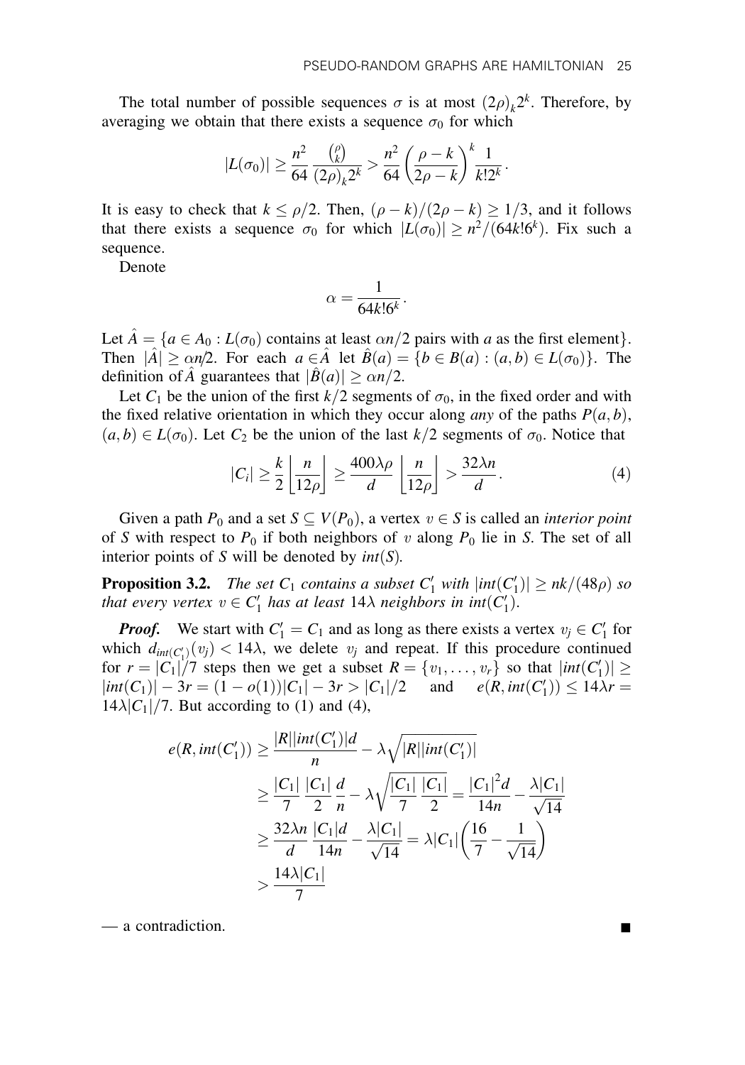The total number of possible sequences $\sigma$ is at most $(2\rho)_k 2^k$. Therefore, by averaging we obtain that there exists a sequence $\sigma_0$ for which

$$|L(\sigma_0)| \geq \frac{n^2}{64} \frac{\binom{\rho}{k}}{(2\rho)_k 2^k} > \frac{n^2}{64} \left(\frac{\rho - k}{2\rho - k}\right)^k \frac{1}{k! 2^k}.$$

It is easy to check that $k \leq \rho/2$. Then, $(\rho - k)/(2\rho - k) \geq 1/3$, and it follows that there exists a sequence $\sigma_0$ for which $|L(\sigma_0)| \geq n^2/(64k!6^k)$. Fix such a sequence.

Denote

$$\alpha = \frac{1}{64k!6^k}.$$

Let $\hat{A} = \{a \in A_0 : L(\sigma_0)$ contains at least $\alpha n/2$ pairs with $a$ as the first element$\}$. Then $|\hat{A}| \geq \alpha n/2$. For each $a \in \hat{A}$ let $\hat{B}(a) = \{b \in B(a) : (a,b) \in L(\sigma_0)\}$. The definition of $\hat{A}$ guarantees that $|\hat{B}(a)| \geq \alpha n/2$.

Let $C_1$ be the union of the first $k/2$ segments of $\sigma_0$, in the fixed order and with the fixed relative orientation in which they occur along *any* of the paths $P(a,b)$, $(a,b) \in L(\sigma_0)$. Let $C_2$ be the union of the last $k/2$ segments of $\sigma_0$. Notice that

$$|C_i| \geq \frac{k}{2} \left\lfloor \frac{n}{12\rho} \right\rfloor \geq \frac{400\lambda\rho}{d} \left\lfloor \frac{n}{12\rho} \right\rfloor > \frac{32\lambda n}{d}. \tag{4}$$

Given a path $P_0$ and a set $S \subseteq V(P_0)$, a vertex $v \in S$ is called an *interior point* of $S$ with respect to $P_0$ if both neighbors of $v$ along $P_0$ lie in $S$. The set of all interior points of $S$ will be denoted by $int(S)$.

**Proposition 3.2.** *The set $C_1$ contains a subset $C_1'$ with $|int(C_1')| \geq nk/(48\rho)$ so that every vertex $v \in C_1'$ has at least $14\lambda$ neighbors in $int(C_1')$.*

***Proof.*** We start with $C_1' = C_1$ and as long as there exists a vertex $v_j \in C_1'$ for which $d_{int(C_1')}(v_j) < 14\lambda$, we delete $v_j$ and repeat. If this procedure continued for $r = |C_1|/7$ steps then we get a subset $R = \{v_1, \dots, v_r\}$ so that $|int(C_1')| \geq |int(C_1)| - 3r = (1 - o(1))|C_1| - 3r > |C_1|/2$ and $e(R, int(C_1')) \leq 14\lambda r = 14\lambda|C_1|/7$. But according to (1) and (4),

$$\begin{aligned}
e(R, int(C_1')) &\geq \frac{|R||int(C_1')|d}{n} - \lambda\sqrt{|R||int(C_1')|} \\
&\geq \frac{|C_1|}{7} \frac{|C_1|}{2} \frac{d}{n} - \lambda\sqrt{\frac{|C_1|}{7} \frac{|C_1|}{2}} = \frac{|C_1|^2 d}{14n} - \frac{\lambda|C_1|}{\sqrt{14}} \\
&\geq \frac{32\lambda n}{d} \frac{|C_1|d}{14n} - \frac{\lambda|C_1|}{\sqrt{14}} = \lambda|C_1|\left(\frac{16}{7} - \frac{1}{\sqrt{14}}\right) \\
&> \frac{14\lambda|C_1|}{7}
\end{aligned}$$

— a contradiction. ∎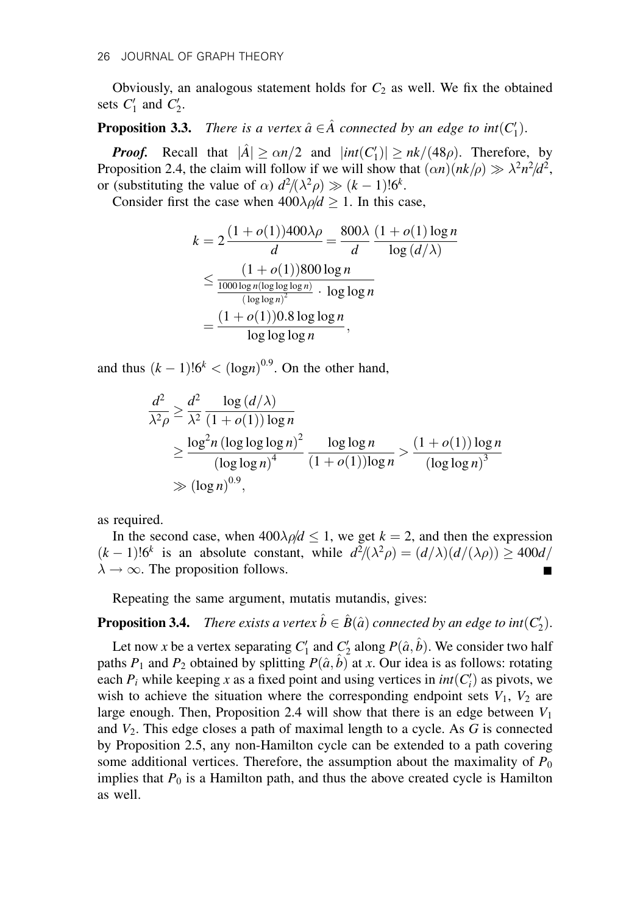Obviously, an analogous statement holds for $C_2$ as well. We fix the obtained sets $C_1'$ and $C_2'$.

**Proposition 3.3.** *There is a vertex $\hat{a} \in \hat{A}$ connected by an edge to $int(C_1')$.*

***Proof.*** Recall that $|\hat{A}| \geq \alpha n/2$ and $|int(C_1')| \geq nk/(48\rho)$. Therefore, by Proposition 2.4, the claim will follow if we will show that $(\alpha n)(nk/\rho) \gg \lambda^2 n^2/d^2$, or (substituting the value of $\alpha$) $d^2/(\lambda^2 \rho) \gg (k-1)!6^k$.

Consider first the case when $400\lambda\rho/d \geq 1$. In this case,

$$
\begin{aligned}
k &= 2\,\frac{(1+o(1))400\lambda\rho}{d} = \frac{800\lambda}{d}\,\frac{(1+o(1)\log n}{\log(d/\lambda)} \\
&\leq \frac{(1+o(1))800\log n}{\frac{1000\log n(\log\log\log n)}{(\log\log n)^2}\cdot \log\log n} \\
&= \frac{(1+o(1))0.8\log\log n}{\log\log\log n},
\end{aligned}
$$

and thus $(k-1)!6^k < (\log n)^{0.9}$. On the other hand,

$$
\begin{aligned}
\frac{d^2}{\lambda^2\rho} &\geq \frac{d^2}{\lambda^2}\,\frac{\log(d/\lambda)}{(1+o(1))\log n} \\
&\geq \frac{\log^2 n\,(\log\log\log n)^2}{(\log\log n)^4}\,\frac{\log\log n}{(1+o(1))\log n} > \frac{(1+o(1))\log n}{(\log\log n)^3} \\
&\gg (\log n)^{0.9},
\end{aligned}
$$

as required.

In the second case, when $400\lambda\rho/d \leq 1$, we get $k=2$, and then the expression $(k-1)!6^k$ is an absolute constant, while $d^2/(\lambda^2\rho) = (d/\lambda)(d/(\lambda\rho)) \geq 400d/\lambda \to \infty$. The proposition follows. ■

Repeating the same argument, mutatis mutandis, gives:

**Proposition 3.4.** *There exists a vertex $\hat{b} \in \hat{B}(\hat{a})$ connected by an edge to $int(C_2')$.*

Let now $x$ be a vertex separating $C_1'$ and $C_2'$ along $P(\hat{a},\hat{b})$. We consider two half paths $P_1$ and $P_2$ obtained by splitting $P(\hat{a},\hat{b})$ at $x$. Our idea is as follows: rotating each $P_i$ while keeping $x$ as a fixed point and using vertices in $int(C_i')$ as pivots, we wish to achieve the situation where the corresponding endpoint sets $V_1$, $V_2$ are large enough. Then, Proposition 2.4 will show that there is an edge between $V_1$ and $V_2$. This edge closes a path of maximal length to a cycle. As $G$ is connected by Proposition 2.5, any non-Hamilton cycle can be extended to a path covering some additional vertices. Therefore, the assumption about the maximality of $P_0$ implies that $P_0$ is a Hamilton path, and thus the above created cycle is Hamilton as well.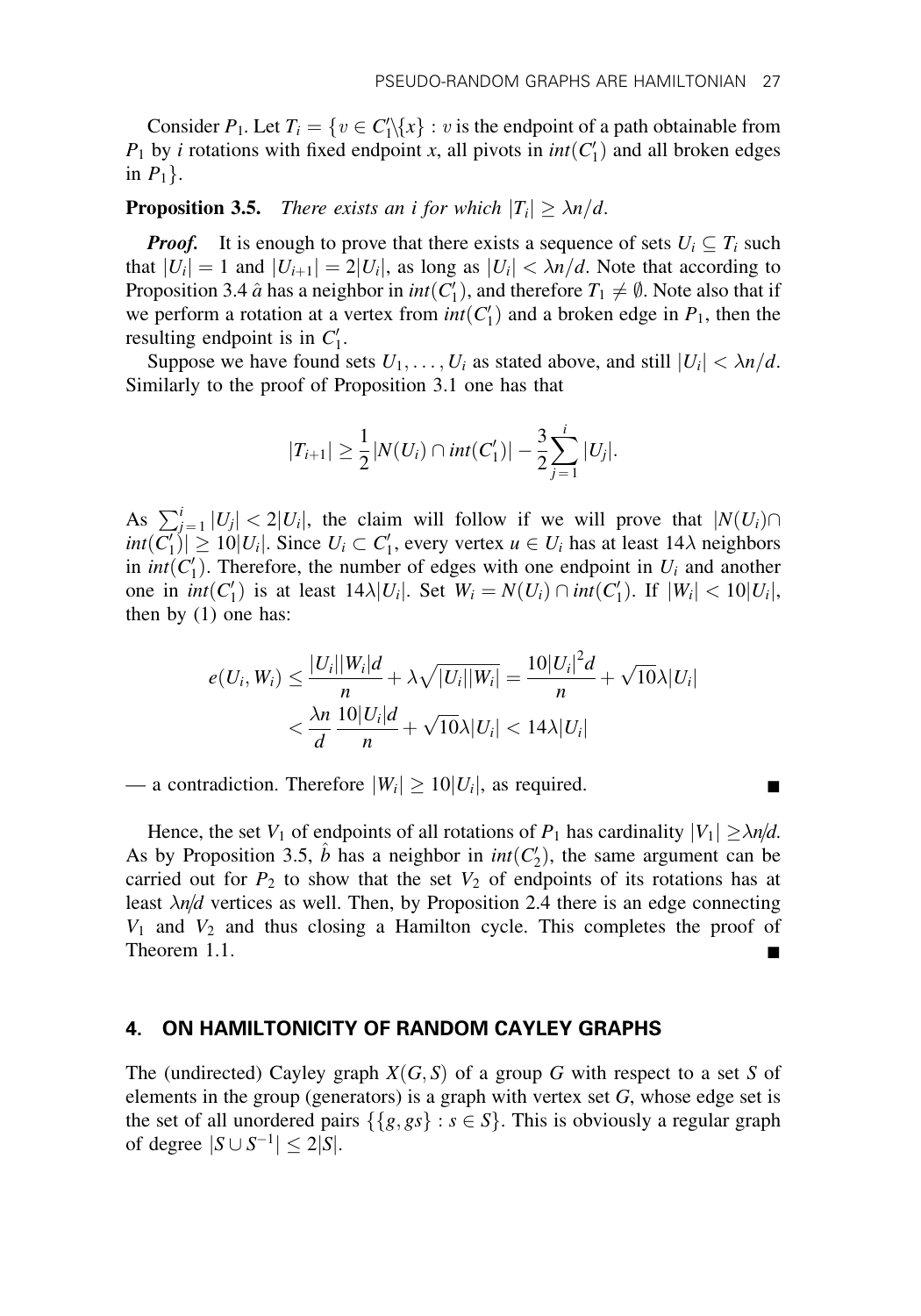Consider $P_1$. Let $T_i = \{v \in C_1' \backslash \{x\} : v$ is the endpoint of a path obtainable from $P_1$ by $i$ rotations with fixed endpoint $x$, all pivots in $int(C_1')$ and all broken edges in $P_1\}$.

**Proposition 3.5.** *There exists an $i$ for which $|T_i| \geq \lambda n/d$.*

***Proof.*** It is enough to prove that there exists a sequence of sets $U_i \subseteq T_i$ such that $|U_i| = 1$ and $|U_{i+1}| = 2|U_i|$, as long as $|U_i| < \lambda n/d$. Note that according to Proposition 3.4 $\hat{a}$ has a neighbor in $int(C_1')$, and therefore $T_1 \neq \emptyset$. Note also that if we perform a rotation at a vertex from $int(C_1')$ and a broken edge in $P_1$, then the resulting endpoint is in $C_1'$.

Suppose we have found sets $U_1, \ldots, U_i$ as stated above, and still $|U_i| < \lambda n/d$. Similarly to the proof of Proposition 3.1 one has that

$$|T_{i+1}| \geq \frac{1}{2}|N(U_i) \cap int(C_1')| - \frac{3}{2}\sum_{j=1}^{i}|U_j|.$$

As $\sum_{j=1}^{i}|U_j| < 2|U_i|$, the claim will follow if we will prove that $|N(U_i) \cap int(C_1')| \geq 10|U_i|$. Since $U_i \subset C_1'$, every vertex $u \in U_i$ has at least $14\lambda$ neighbors in $int(C_1')$. Therefore, the number of edges with one endpoint in $U_i$ and another one in $int(C_1')$ is at least $14\lambda|U_i|$. Set $W_i = N(U_i) \cap int(C_1')$. If $|W_i| < 10|U_i|$, then by (1) one has:

$$e(U_i, W_i) \leq \frac{|U_i||W_i|d}{n} + \lambda\sqrt{|U_i||W_i|} = \frac{10|U_i|^2 d}{n} + \sqrt{10}\lambda|U_i|$$
$$< \frac{\lambda n}{d}\,\frac{10|U_i|d}{n} + \sqrt{10}\lambda|U_i| < 14\lambda|U_i|$$

— a contradiction. Therefore $|W_i| \geq 10|U_i|$, as required. ∎

Hence, the set $V_1$ of endpoints of all rotations of $P_1$ has cardinality $|V_1| \geq \lambda n/d$. As by Proposition 3.5, $\hat{b}$ has a neighbor in $int(C_2')$, the same argument can be carried out for $P_2$ to show that the set $V_2$ of endpoints of its rotations has at least $\lambda n/d$ vertices as well. Then, by Proposition 2.4 there is an edge connecting $V_1$ and $V_2$ and thus closing a Hamilton cycle. This completes the proof of Theorem 1.1. ∎

## 4. ON HAMILTONICITY OF RANDOM CAYLEY GRAPHS

The (undirected) Cayley graph $X(G, S)$ of a group $G$ with respect to a set $S$ of elements in the group (generators) is a graph with vertex set $G$, whose edge set is the set of all unordered pairs $\{\{g, gs\} : s \in S\}$. This is obviously a regular graph of degree $|S \cup S^{-1}| \leq 2|S|$.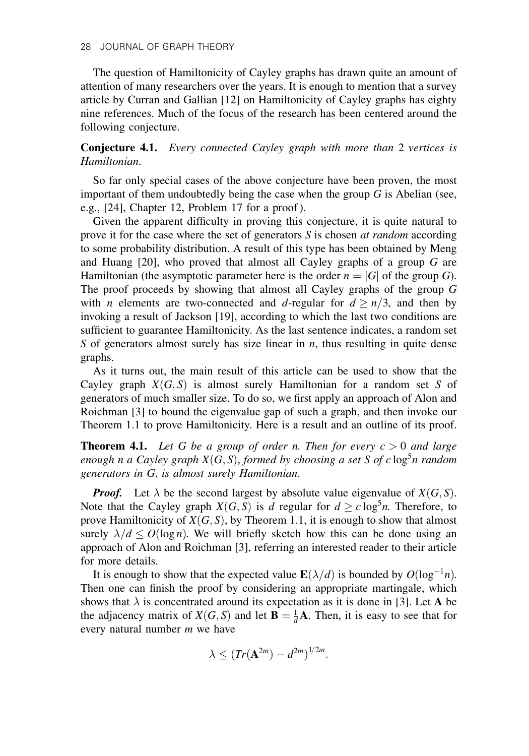The question of Hamiltonicity of Cayley graphs has drawn quite an amount of attention of many researchers over the years. It is enough to mention that a survey article by Curran and Gallian [12] on Hamiltonicity of Cayley graphs has eighty nine references. Much of the focus of the research has been centered around the following conjecture.

**Conjecture 4.1.** *Every connected Cayley graph with more than* 2 *vertices is Hamiltonian.*

So far only special cases of the above conjecture have been proven, the most important of them undoubtedly being the case when the group $G$ is Abelian (see, e.g., [24], Chapter 12, Problem 17 for a proof).

Given the apparent difficulty in proving this conjecture, it is quite natural to prove it for the case where the set of generators $S$ is chosen *at random* according to some probability distribution. A result of this type has been obtained by Meng and Huang [20], who proved that almost all Cayley graphs of a group $G$ are Hamiltonian (the asymptotic parameter here is the order $n = |G|$ of the group $G$). The proof proceeds by showing that almost all Cayley graphs of the group $G$ with $n$ elements are two-connected and $d$-regular for $d \geq n/3$, and then by invoking a result of Jackson [19], according to which the last two conditions are sufficient to guarantee Hamiltonicity. As the last sentence indicates, a random set $S$ of generators almost surely has size linear in $n$, thus resulting in quite dense graphs.

As it turns out, the main result of this article can be used to show that the Cayley graph $X(G, S)$ is almost surely Hamiltonian for a random set $S$ of generators of much smaller size. To do so, we first apply an approach of Alon and Roichman [3] to bound the eigenvalue gap of such a graph, and then invoke our Theorem 1.1 to prove Hamiltonicity. Here is a result and an outline of its proof.

**Theorem 4.1.** *Let $G$ be a group of order $n$. Then for every $c > 0$ and large enough $n$ a Cayley graph $X(G, S)$, formed by choosing a set $S$ of $c \log^5 n$ random generators in $G$, is almost surely Hamiltonian.*

***Proof.*** Let $\lambda$ be the second largest by absolute value eigenvalue of $X(G, S)$. Note that the Cayley graph $X(G, S)$ is $d$ regular for $d \geq c \log^5 n$. Therefore, to prove Hamiltonicity of $X(G, S)$, by Theorem 1.1, it is enough to show that almost surely $\lambda/d \leq O(\log n)$. We will briefly sketch how this can be done using an approach of Alon and Roichman [3], referring an interested reader to their article for more details.

It is enough to show that the expected value $\mathbf{E}(\lambda/d)$ is bounded by $O(\log^{-1} n)$. Then one can finish the proof by considering an appropriate martingale, which shows that $\lambda$ is concentrated around its expectation as it is done in [3]. Let $\mathbf{A}$ be the adjacency matrix of $X(G, S)$ and let $\mathbf{B} = \frac{1}{d}\mathbf{A}$. Then, it is easy to see that for every natural number $m$ we have

$$\lambda \leq (Tr(\mathbf{A}^{2m}) - d^{2m})^{1/2m}.$$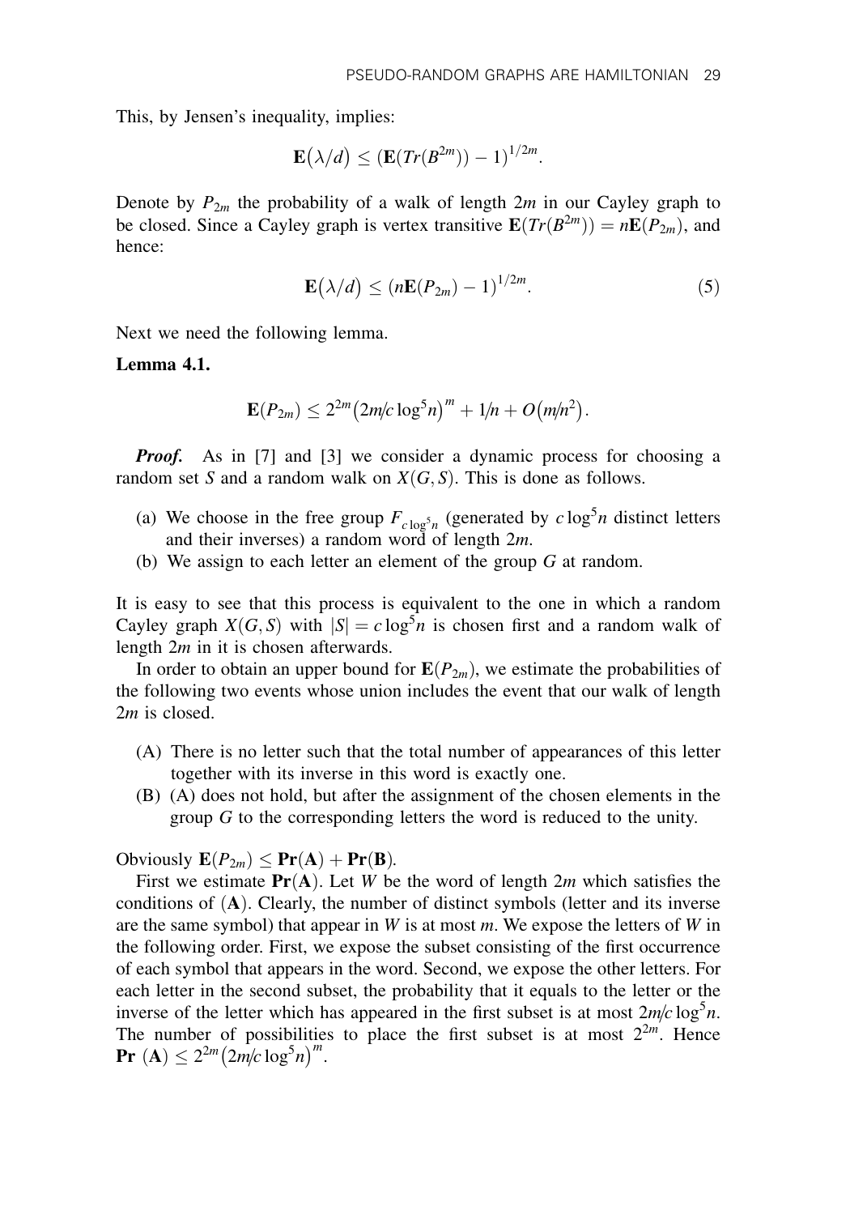This, by Jensen's inequality, implies:

$$\mathbf{E}\big(\lambda/d\big) \leq (\mathbf{E}(Tr(B^{2m})) - 1)^{1/2m}.$$

Denote by $P_{2m}$ the probability of a walk of length $2m$ in our Cayley graph to be closed. Since a Cayley graph is vertex transitive $\mathbf{E}(Tr(B^{2m})) = n\mathbf{E}(P_{2m})$, and hence:

$$\mathbf{E}\big(\lambda/d\big) \leq (n\mathbf{E}(P_{2m}) - 1)^{1/2m}. \tag{5}$$

Next we need the following lemma.

**Lemma 4.1.**

$$\mathbf{E}(P_{2m}) \leq 2^{2m}\big(2m/c\log^5 n\big)^m + 1/n + O\big(m/n^2\big).$$

***Proof.*** As in [7] and [3] we consider a dynamic process for choosing a random set $S$ and a random walk on $X(G,S)$. This is done as follows.

(a) We choose in the free group $F_{c\log^5 n}$ (generated by $c\log^5 n$ distinct letters and their inverses) a random word of length $2m$.
(b) We assign to each letter an element of the group $G$ at random.

It is easy to see that this process is equivalent to the one in which a random Cayley graph $X(G,S)$ with $|S| = c\log^5 n$ is chosen first and a random walk of length $2m$ in it is chosen afterwards.

In order to obtain an upper bound for $\mathbf{E}(P_{2m})$, we estimate the probabilities of the following two events whose union includes the event that our walk of length $2m$ is closed.

(A) There is no letter such that the total number of appearances of this letter together with its inverse in this word is exactly one.
(B) (A) does not hold, but after the assignment of the chosen elements in the group $G$ to the corresponding letters the word is reduced to the unity.

Obviously $\mathbf{E}(P_{2m}) \leq \mathbf{Pr}(\mathbf{A}) + \mathbf{Pr}(\mathbf{B})$.

First we estimate $\mathbf{Pr}(\mathbf{A})$. Let $W$ be the word of length $2m$ which satisfies the conditions of $(\mathbf{A})$. Clearly, the number of distinct symbols (letter and its inverse are the same symbol) that appear in $W$ is at most $m$. We expose the letters of $W$ in the following order. First, we expose the subset consisting of the first occurrence of each symbol that appears in the word. Second, we expose the other letters. For each letter in the second subset, the probability that it equals to the letter or the inverse of the letter which has appeared in the first subset is at most $2m/c\log^5 n$. The number of possibilities to place the first subset is at most $2^{2m}$. Hence $\mathbf{Pr}\ (\mathbf{A}) \leq 2^{2m}\big(2m/c\log^5 n\big)^m$.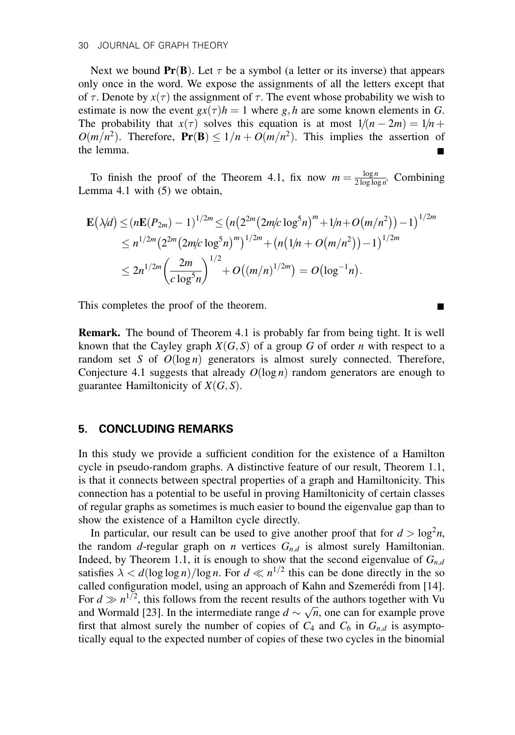Next we bound $\mathbf{Pr}(\mathbf{B})$. Let $\tau$ be a symbol (a letter or its inverse) that appears only once in the word. We expose the assignments of all the letters except that of $\tau$. Denote by $x(\tau)$ the assignment of $\tau$. The event whose probability we wish to estimate is now the event $gx(\tau)h = 1$ where $g, h$ are some known elements in $G$. The probability that $x(\tau)$ solves this equation is at most $1/(n-2m) = 1/n + O(m/n^2)$. Therefore, $\mathbf{Pr}(\mathbf{B}) \leq 1/n + O(m/n^2)$. This implies the assertion of the lemma. ■

To finish the proof of the Theorem 4.1, fix now $m = \frac{\log n}{2 \log\log n}$. Combining Lemma 4.1 with (5) we obtain,

$$\begin{aligned}
\mathbf{E}\big(\lambda/d\big) &\leq (n\mathbf{E}(P_{2m}) - 1)^{1/2m} \leq \big(n\big(2^{2m}\big(2m/c\log^5 n\big)^m + 1/n + O\big(m/n^2\big)\big) - 1\big)^{1/2m} \\
&\leq n^{1/2m}\big(2^{2m}\big(2m/c\log^5 n\big)^m\big)^{1/2m} + \big(n\big(1/n + O\big(m/n^2\big)\big) - 1\big)^{1/2m} \\
&\leq 2n^{1/2m}\left(\frac{2m}{c\log^5 n}\right)^{1/2} + O\big((m/n)^{1/2m}\big) = O\big(\log^{-1} n\big).
\end{aligned}$$

This completes the proof of the theorem. ■

**Remark.** The bound of Theorem 4.1 is probably far from being tight. It is well known that the Cayley graph $X(G, S)$ of a group $G$ of order $n$ with respect to a random set $S$ of $O(\log n)$ generators is almost surely connected. Therefore, Conjecture 4.1 suggests that already $O(\log n)$ random generators are enough to guarantee Hamiltonicity of $X(G, S)$.

## 5. CONCLUDING REMARKS

In this study we provide a sufficient condition for the existence of a Hamilton cycle in pseudo-random graphs. A distinctive feature of our result, Theorem 1.1, is that it connects between spectral properties of a graph and Hamiltonicity. This connection has a potential to be useful in proving Hamiltonicity of certain classes of regular graphs as sometimes is much easier to bound the eigenvalue gap than to show the existence of a Hamilton cycle directly.

In particular, our result can be used to give another proof that for $d > \log^2 n$, the random $d$-regular graph on $n$ vertices $G_{n,d}$ is almost surely Hamiltonian. Indeed, by Theorem 1.1, it is enough to show that the second eigenvalue of $G_{n,d}$ satisfies $\lambda < d(\log\log n)/\log n$. For $d \ll n^{1/2}$ this can be done directly in the so called configuration model, using an approach of Kahn and Szemerédi from [14]. For $d \gg n^{1/2}$, this follows from the recent results of the authors together with Vu and Wormald [23]. In the intermediate range $d \sim \sqrt{n}$, one can for example prove first that almost surely the number of copies of $C_4$ and $C_6$ in $G_{n,d}$ is asymptotically equal to the expected number of copies of these two cycles in the binomial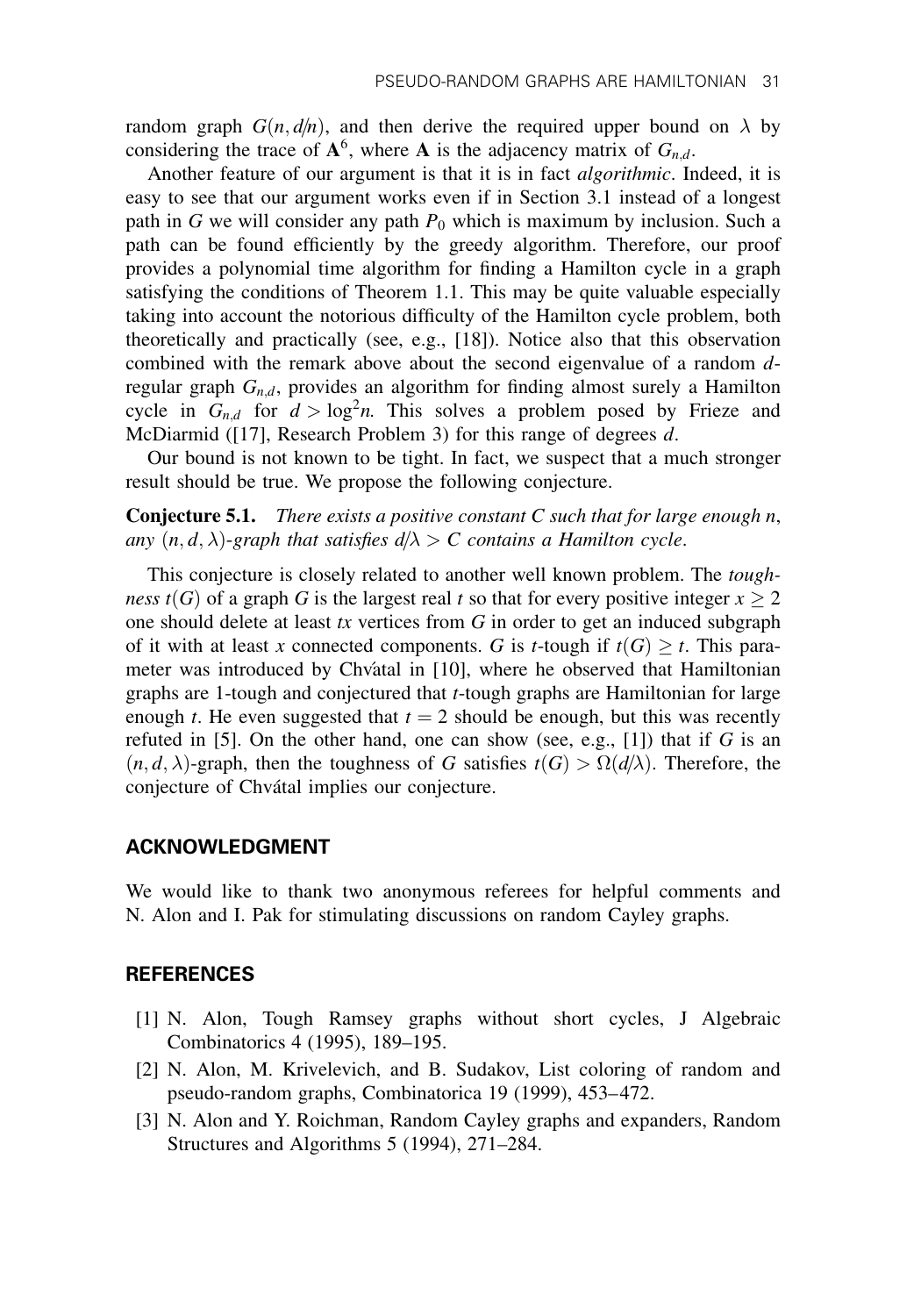random graph $G(n, d/n)$, and then derive the required upper bound on $\lambda$ by considering the trace of $\mathbf{A}^6$, where $\mathbf{A}$ is the adjacency matrix of $G_{n,d}$.

Another feature of our argument is that it is in fact *algorithmic*. Indeed, it is easy to see that our argument works even if in Section 3.1 instead of a longest path in $G$ we will consider any path $P_0$ which is maximum by inclusion. Such a path can be found efficiently by the greedy algorithm. Therefore, our proof provides a polynomial time algorithm for finding a Hamilton cycle in a graph satisfying the conditions of Theorem 1.1. This may be quite valuable especially taking into account the notorious difficulty of the Hamilton cycle problem, both theoretically and practically (see, e.g., [18]). Notice also that this observation combined with the remark above about the second eigenvalue of a random $d$-regular graph $G_{n,d}$, provides an algorithm for finding almost surely a Hamilton cycle in $G_{n,d}$ for $d > \log^2 n$. This solves a problem posed by Frieze and McDiarmid ([17], Research Problem 3) for this range of degrees $d$.

Our bound is not known to be tight. In fact, we suspect that a much stronger result should be true. We propose the following conjecture.

**Conjecture 5.1.** *There exists a positive constant $C$ such that for large enough $n$, any $(n, d, \lambda)$-graph that satisfies $d/\lambda > C$ contains a Hamilton cycle.*

This conjecture is closely related to another well known problem. The *toughness* $t(G)$ of a graph $G$ is the largest real $t$ so that for every positive integer $x \geq 2$ one should delete at least $tx$ vertices from $G$ in order to get an induced subgraph of it with at least $x$ connected components. $G$ is $t$-tough if $t(G) \geq t$. This parameter was introduced by Chvátal in [10], where he observed that Hamiltonian graphs are 1-tough and conjectured that $t$-tough graphs are Hamiltonian for large enough $t$. He even suggested that $t = 2$ should be enough, but this was recently refuted in [5]. On the other hand, one can show (see, e.g., [1]) that if $G$ is an $(n, d, \lambda)$-graph, then the toughness of $G$ satisfies $t(G) > \Omega(d/\lambda)$. Therefore, the conjecture of Chvátal implies our conjecture.

## ACKNOWLEDGMENT

We would like to thank two anonymous referees for helpful comments and N. Alon and I. Pak for stimulating discussions on random Cayley graphs.

## REFERENCES

[1] N. Alon, Tough Ramsey graphs without short cycles, J Algebraic Combinatorics 4 (1995), 189–195.

[2] N. Alon, M. Krivelevich, and B. Sudakov, List coloring of random and pseudo-random graphs, Combinatorica 19 (1999), 453–472.

[3] N. Alon and Y. Roichman, Random Cayley graphs and expanders, Random Structures and Algorithms 5 (1994), 271–284.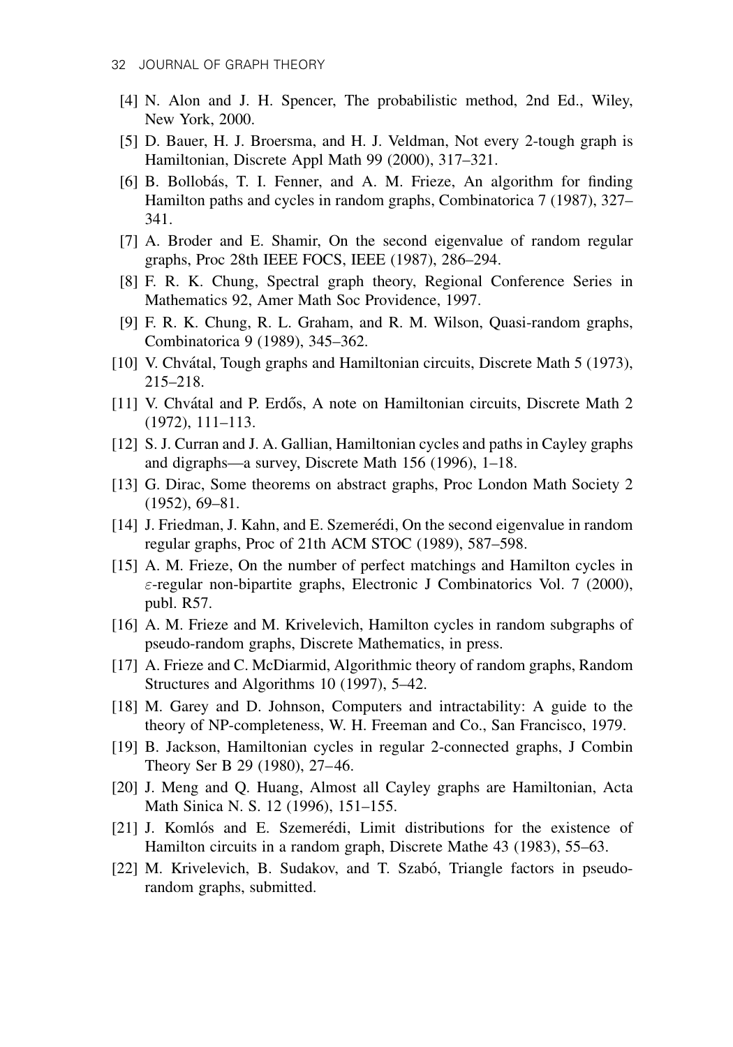[4] N. Alon and J. H. Spencer, The probabilistic method, 2nd Ed., Wiley, New York, 2000.

[5] D. Bauer, H. J. Broersma, and H. J. Veldman, Not every 2-tough graph is Hamiltonian, Discrete Appl Math 99 (2000), 317–321.

[6] B. Bollobás, T. I. Fenner, and A. M. Frieze, An algorithm for finding Hamilton paths and cycles in random graphs, Combinatorica 7 (1987), 327–341.

[7] A. Broder and E. Shamir, On the second eigenvalue of random regular graphs, Proc 28th IEEE FOCS, IEEE (1987), 286–294.

[8] F. R. K. Chung, Spectral graph theory, Regional Conference Series in Mathematics 92, Amer Math Soc Providence, 1997.

[9] F. R. K. Chung, R. L. Graham, and R. M. Wilson, Quasi-random graphs, Combinatorica 9 (1989), 345–362.

[10] V. Chvátal, Tough graphs and Hamiltonian circuits, Discrete Math 5 (1973), 215–218.

[11] V. Chvátal and P. Erdős, A note on Hamiltonian circuits, Discrete Math 2 (1972), 111–113.

[12] S. J. Curran and J. A. Gallian, Hamiltonian cycles and paths in Cayley graphs and digraphs—a survey, Discrete Math 156 (1996), 1–18.

[13] G. Dirac, Some theorems on abstract graphs, Proc London Math Society 2 (1952), 69–81.

[14] J. Friedman, J. Kahn, and E. Szemerédi, On the second eigenvalue in random regular graphs, Proc of 21th ACM STOC (1989), 587–598.

[15] A. M. Frieze, On the number of perfect matchings and Hamilton cycles in $\varepsilon$-regular non-bipartite graphs, Electronic J Combinatorics Vol. 7 (2000), publ. R57.

[16] A. M. Frieze and M. Krivelevich, Hamilton cycles in random subgraphs of pseudo-random graphs, Discrete Mathematics, in press.

[17] A. Frieze and C. McDiarmid, Algorithmic theory of random graphs, Random Structures and Algorithms 10 (1997), 5–42.

[18] M. Garey and D. Johnson, Computers and intractability: A guide to the theory of NP-completeness, W. H. Freeman and Co., San Francisco, 1979.

[19] B. Jackson, Hamiltonian cycles in regular 2-connected graphs, J Combin Theory Ser B 29 (1980), 27–46.

[20] J. Meng and Q. Huang, Almost all Cayley graphs are Hamiltonian, Acta Math Sinica N. S. 12 (1996), 151–155.

[21] J. Komlós and E. Szemerédi, Limit distributions for the existence of Hamilton circuits in a random graph, Discrete Mathe 43 (1983), 55–63.

[22] M. Krivelevich, B. Sudakov, and T. Szabó, Triangle factors in pseudo-random graphs, submitted.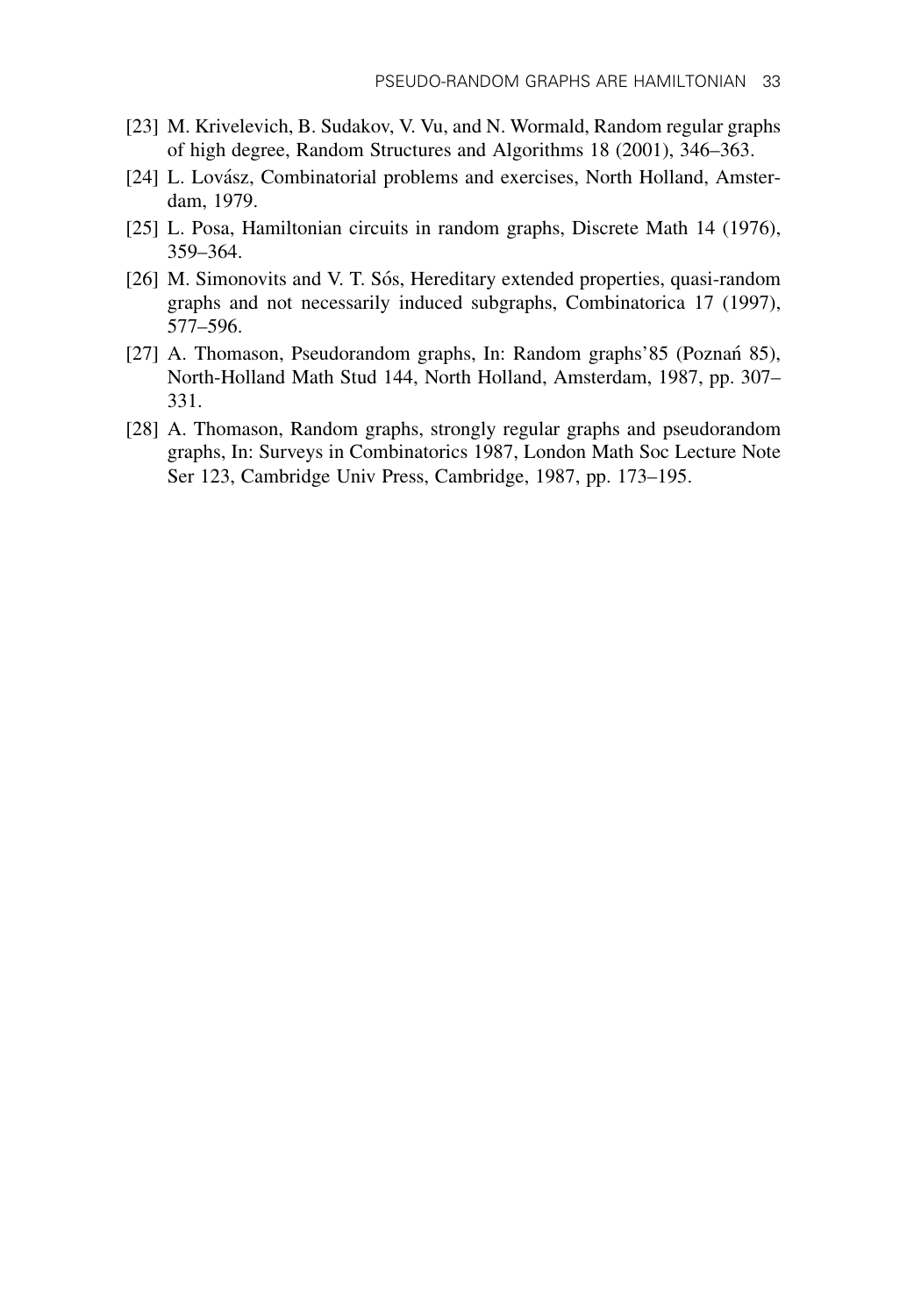[23] M. Krivelevich, B. Sudakov, V. Vu, and N. Wormald, Random regular graphs of high degree, Random Structures and Algorithms 18 (2001), 346–363.

[24] L. Lovász, Combinatorial problems and exercises, North Holland, Amsterdam, 1979.

[25] L. Posa, Hamiltonian circuits in random graphs, Discrete Math 14 (1976), 359–364.

[26] M. Simonovits and V. T. Sós, Hereditary extended properties, quasi-random graphs and not necessarily induced subgraphs, Combinatorica 17 (1997), 577–596.

[27] A. Thomason, Pseudorandom graphs, In: Random graphs'85 (Poznań 85), North-Holland Math Stud 144, North Holland, Amsterdam, 1987, pp. 307–331.

[28] A. Thomason, Random graphs, strongly regular graphs and pseudorandom graphs, In: Surveys in Combinatorics 1987, London Math Soc Lecture Note Ser 123, Cambridge Univ Press, Cambridge, 1987, pp. 173–195.